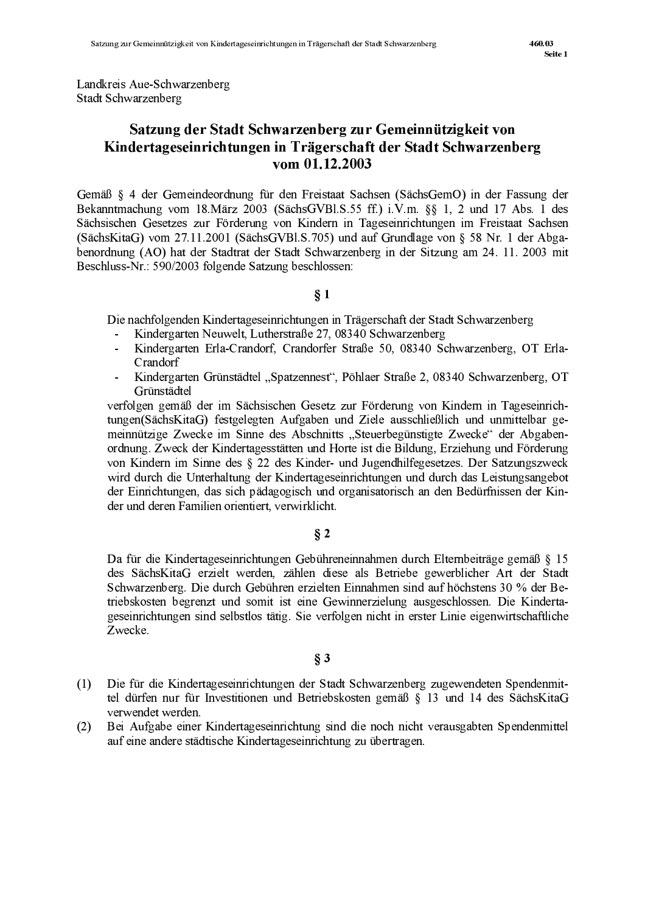Landkreis Aue-Schwarzenberg
Stadt Schwarzenberg

# Satzung der Stadt Schwarzenberg zur Gemeinnützigkeit von Kindertageseinrichtungen in Trägerschaft der Stadt Schwarzenberg vom 01.12.2003

Gemäß § 4 der Gemeindeordnung für den Freistaat Sachsen (SächsGemO) in der Fassung der Bekanntmachung vom 18.März 2003 (SächsGVBl.S.55 ff.) i.V.m. §§ 1, 2 und 17 Abs. 1 des Sächsischen Gesetzes zur Förderung von Kindern in Tageseinrichtungen im Freistaat Sachsen (SächsKitaG) vom 27.11.2001 (SächsGVBl.S.705) und auf Grundlage von § 58 Nr. 1 der Abgabenordnung (AO) hat der Stadtrat der Stadt Schwarzenberg in der Sitzung am 24. 11. 2003 mit Beschluss-Nr.: 590/2003 folgende Satzung beschlossen:

## § 1

Die nachfolgenden Kindertageseinrichtungen in Trägerschaft der Stadt Schwarzenberg

- Kindergarten Neuwelt, Lutherstraße 27, 08340 Schwarzenberg
- Kindergarten Erla-Crandorf, Crandorfer Straße 50, 08340 Schwarzenberg, OT Erla-Crandorf
- Kindergarten Grünstädtel „Spatzennest“, Pöhlaer Straße 2, 08340 Schwarzenberg, OT Grünstädtel

verfolgen gemäß der im Sächsischen Gesetz zur Förderung von Kindern in Tageseinrichtungen(SächsKitaG) festgelegten Aufgaben und Ziele ausschließlich und unmittelbar gemeinnützige Zwecke im Sinne des Abschnitts „Steuerbegünstigte Zwecke“ der Abgabenordnung. Zweck der Kindertagesstätten und Horte ist die Bildung, Erziehung und Förderung von Kindern im Sinne des § 22 des Kinder- und Jugendhilfegesetzes. Der Satzungszweck wird durch die Unterhaltung der Kindertageseinrichtungen und durch das Leistungsangebot der Einrichtungen, das sich pädagogisch und organisatorisch an den Bedürfnissen der Kinder und deren Familien orientiert, verwirklicht.

## § 2

Da für die Kindertageseinrichtungen Gebühreneinnahmen durch Elternbeiträge gemäß § 15 des SächsKitaG erzielt werden, zählen diese als Betriebe gewerblicher Art der Stadt Schwarzenberg. Die durch Gebühren erzielten Einnahmen sind auf höchstens 30 % der Betriebskosten begrenzt und somit ist eine Gewinnerzielung ausgeschlossen. Die Kindertageseinrichtungen sind selbstlos tätig. Sie verfolgen nicht in erster Linie eigenwirtschaftliche Zwecke.

## § 3

(1) Die für die Kindertageseinrichtungen der Stadt Schwarzenberg zugewendeten Spendenmittel dürfen nur für Investitionen und Betriebskosten gemäß § 13 und 14 des SächsKitaG verwendet werden.

(2) Bei Aufgabe einer Kindertageseinrichtung sind die noch nicht verausgabten Spendenmittel auf eine andere städtische Kindertageseinrichtung zu übertragen.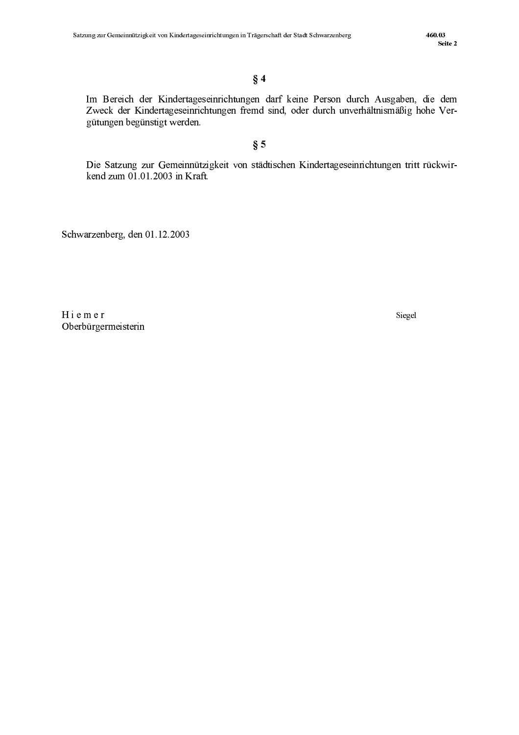## § 4

Im Bereich der Kindertageseinrichtungen darf keine Person durch Ausgaben, die dem Zweck der Kindertageseinrichtungen fremd sind, oder durch unverhältnismäßig hohe Vergütungen begünstigt werden.

## § 5

Die Satzung zur Gemeinnützigkeit von städtischen Kindertageseinrichtungen tritt rückwirkend zum 01.01.2003 in Kraft.

Schwarzenberg, den 01.12.2003

H i e m e r
Oberbürgermeisterin

Siegel